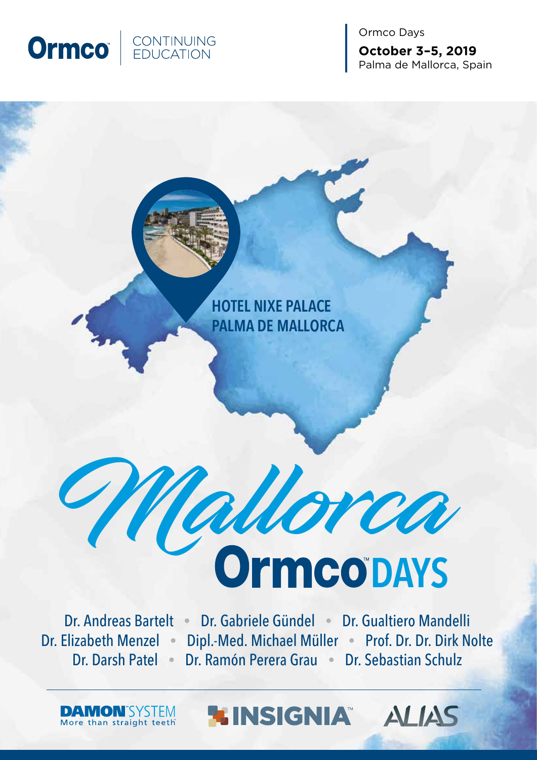Ormco™ | CONTINUING EDUCATION

Ormco Days
**October 3–5, 2019**
Palma de Mallorca, Spain

HOTEL NIXE PALACE
PALMA DE MALLORCA

# *Mallorca* Ormco™ DAYS

Dr. Andreas Bartelt • Dr. Gabriele Gündel • Dr. Gualtiero Mandelli
Dr. Elizabeth Menzel • Dipl.-Med. Michael Müller • Prof. Dr. Dr. Dirk Nolte
Dr. Darsh Patel • Dr. Ramón Perera Grau • Dr. Sebastian Schulz

DAMON™ SYSTEM More than straight teeth™ | INSIGNIA™ | ALIAS™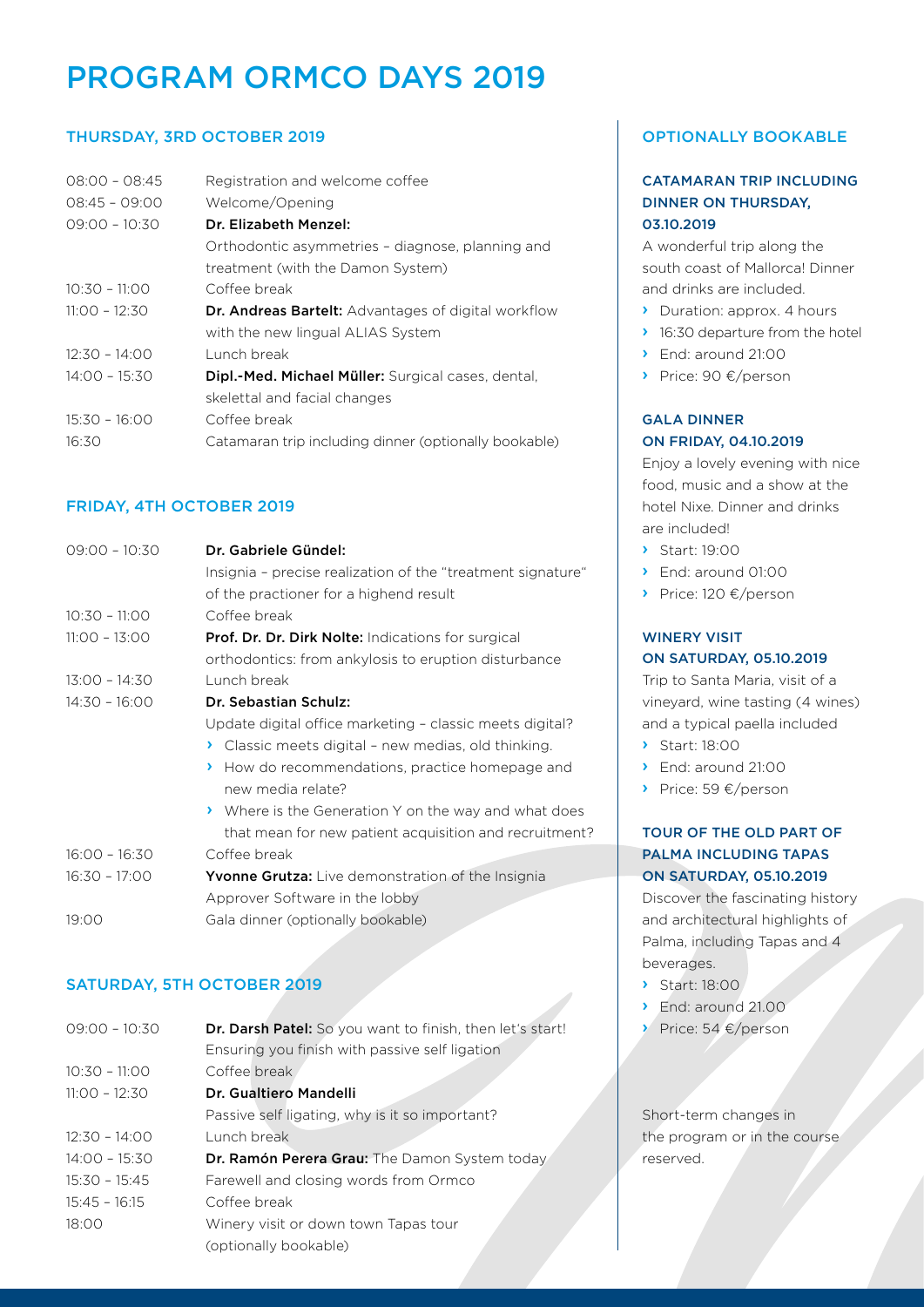# PROGRAM ORMCO DAYS 2019

## THURSDAY, 3RD OCTOBER 2019

| | |
|---|---|
| 08:00 – 08:45 | Registration and welcome coffee |
| 08:45 – 09:00 | Welcome/Opening |
| 09:00 – 10:30 | **Dr. Elizabeth Menzel:** Orthodontic asymmetries – diagnose, planning and treatment (with the Damon System) |
| 10:30 – 11:00 | Coffee break |
| 11:00 – 12:30 | **Dr. Andreas Bartelt:** Advantages of digital workflow with the new lingual ALIAS System |
| 12:30 – 14:00 | Lunch break |
| 14:00 – 15:30 | **Dipl.-Med. Michael Müller:** Surgical cases, dental, skelettal and facial changes |
| 15:30 – 16:00 | Coffee break |
| 16:30 | Catamaran trip including dinner (optionally bookable) |

## FRIDAY, 4TH OCTOBER 2019

| | |
|---|---|
| 09:00 – 10:30 | **Dr. Gabriele Gündel:** Insignia – precise realization of the "treatment signature" of the practioner for a highend result |
| 10:30 – 11:00 | Coffee break |
| 11:00 – 13:00 | **Prof. Dr. Dr. Dirk Nolte:** Indications for surgical orthodontics: from ankylosis to eruption disturbance |
| 13:00 – 14:30 | Lunch break |
| 14:30 – 16:00 | **Dr. Sebastian Schulz:** Update digital office marketing – classic meets digital? › Classic meets digital – new medias, old thinking. › How do recommendations, practice homepage and new media relate? › Where is the Generation Y on the way and what does that mean for new patient acquisition and recruitment? |
| 16:00 – 16:30 | Coffee break |
| 16:30 – 17:00 | **Yvonne Grutza:** Live demonstration of the Insignia Approver Software in the lobby |
| 19:00 | Gala dinner (optionally bookable) |

## SATURDAY, 5TH OCTOBER 2019

| | |
|---|---|
| 09:00 – 10:30 | **Dr. Darsh Patel:** So you want to finish, then let's start! Ensuring you finish with passive self ligation |
| 10:30 – 11:00 | Coffee break |
| 11:00 – 12:30 | **Dr. Gualtiero Mandelli** Passive self ligating, why is it so important? |
| 12:30 – 14:00 | Lunch break |
| 14:00 – 15:30 | **Dr. Ramón Perera Grau:** The Damon System today |
| 15:30 – 15:45 | Farewell and closing words from Ormco |
| 15:45 – 16:15 | Coffee break |
| 18:00 | Winery visit or down town Tapas tour (optionally bookable) |

## OPTIONALLY BOOKABLE

### CATAMARAN TRIP INCLUDING DINNER ON THURSDAY, 03.10.2019

A wonderful trip along the south coast of Mallorca! Dinner and drinks are included.

- Duration: approx. 4 hours
- 16:30 departure from the hotel
- End: around 21:00
- Price: 90 €/person

### GALA DINNER ON FRIDAY, 04.10.2019

Enjoy a lovely evening with nice food, music and a show at the hotel Nixe. Dinner and drinks are included!

- Start: 19:00
- End: around 01:00
- Price: 120 €/person

### WINERY VISIT ON SATURDAY, 05.10.2019

Trip to Santa Maria, visit of a vineyard, wine tasting (4 wines) and a typical paella included

- Start: 18:00
- End: around 21:00
- Price: 59 €/person

### TOUR OF THE OLD PART OF PALMA INCLUDING TAPAS ON SATURDAY, 05.10.2019

Discover the fascinating history and architectural highlights of Palma, including Tapas and 4 beverages.

- Start: 18:00
- End: around 21.00
- Price: 54 €/person

Short-term changes in the program or in the course reserved.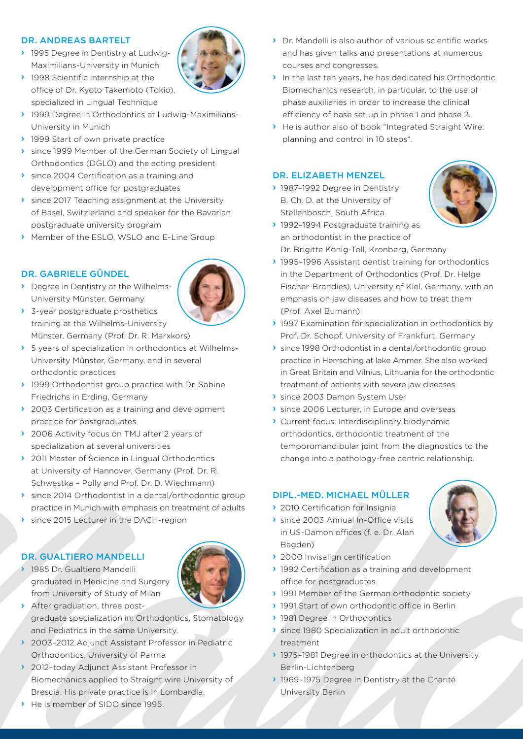### DR. ANDREAS BARTELT

- 1995 Degree in Dentistry at Ludwig-Maximilians-University in Munich
- 1998 Scientific internship at the office of Dr. Kyoto Takemoto (Tokio), specialized in Lingual Technique
- 1999 Degree in Orthodontics at Ludwig-Maximilians-University in Munich
- 1999 Start of own private practice
- since 1999 Member of the German Society of Lingual Orthodontics (DGLO) and the acting president
- since 2004 Certification as a training and development office for postgraduates
- since 2017 Teaching assignment at the University of Basel, Switzerland and speaker for the Bavarian postgraduate university program
- Member of the ESLO, WSLO and E-Line Group

### DR. GABRIELE GÜNDEL

- Degree in Dentistry at the Wilhelms-University Münster, Germany
- 3-year postgraduate prosthetics training at the Wilhelms-University Münster, Germany (Prof. Dr. R. Marxkors)
- 5 years of specialization in orthodontics at Wilhelms-University Münster, Germany, and in several orthodontic practices
- 1999 Orthodontist group practice with Dr. Sabine Friedrichs in Erding, Germany
- 2003 Certification as a training and development practice for postgraduates
- 2006 Activity focus on TMJ after 2 years of specialization at several universities
- 2011 Master of Science in Lingual Orthodontics at University of Hannover, Germany (Prof. Dr. R. Schwestka – Polly and Prof. Dr. D. Wiechmann)
- since 2014 Orthodontist in a dental/orthodontic group practice in Munich with emphasis on treatment of adults
- since 2015 Lecturer in the DACH-region

### DR. GUALTIERO MANDELLI

- 1985 Dr. Gualtiero Mandelli graduated in Medicine and Surgery from University of Study of Milan
- After graduation, three post-graduate specialization in: Orthodontics, Stomatology and Pediatrics in the same University.
- 2003–2012 Adjunct Assistant Professor in Pediatric Orthodontics, University of Parma
- 2012–today Adjunct Assistant Professor in Biomechanics applied to Straight wire University of Brescia. His private practice is in Lombardia.
- He is member of SIDO since 1995.
- Dr. Mandelli is also author of various scientific works and has given talks and presentations at numerous courses and congresses.
- In the last ten years, he has dedicated his Orthodontic Biomechanics research, in particular, to the use of phase auxiliaries in order to increase the clinical efficiency of base set up in phase 1 and phase 2.
- He is author also of book "Integrated Straight Wire: planning and control in 10 steps".

### DR. ELIZABETH MENZEL

- 1987–1992 Degree in Dentistry B. Ch. D. at the University of Stellenbosch, South Africa
- 1992–1994 Postgraduate training as an orthodontist in the practice of Dr. Brigitte König-Toll, Kronberg, Germany
- 1995–1996 Assistant dentist training for orthodontics in the Department of Orthodontics (Prof. Dr. Helge Fischer-Brandies), University of Kiel, Germany, with an emphasis on jaw diseases and how to treat them (Prof. Axel Bumann)
- 1997 Examination for specialization in orthodontics by Prof. Dr. Schopf, University of Frankfurt, Germany
- since 1998 Orthodontist in a dental/orthodontic group practice in Herrsching at lake Ammer. She also worked in Great Britain and Vilnius, Lithuania for the orthodontic treatment of patients with severe jaw diseases.
- since 2003 Damon System User
- since 2006 Lecturer, in Europe and overseas
- Current focus: Interdisciplinary biodynamic orthodontics, orthodontic treatment of the temporomandibular joint from the diagnostics to the change into a pathology-free centric relationship.

### DIPL.-MED. MICHAEL MÜLLER

- 2010 Certification for Insignia
- since 2003 Annual In-Office visits in US-Damon offices (f. e. Dr. Alan Bagden)
- 2000 Invisalign certification
- 1992 Certification as a training and development office for postgraduates
- 1991 Member of the German orthodontic society
- 1991 Start of own orthodontic office in Berlin
- 1981 Degree in Orthodontics
- since 1980 Specialization in adult orthodontic treatment
- 1975–1981 Degree in orthodontics at the University Berlin-Lichtenberg
- 1969–1975 Degree in Dentistry at the Charité University Berlin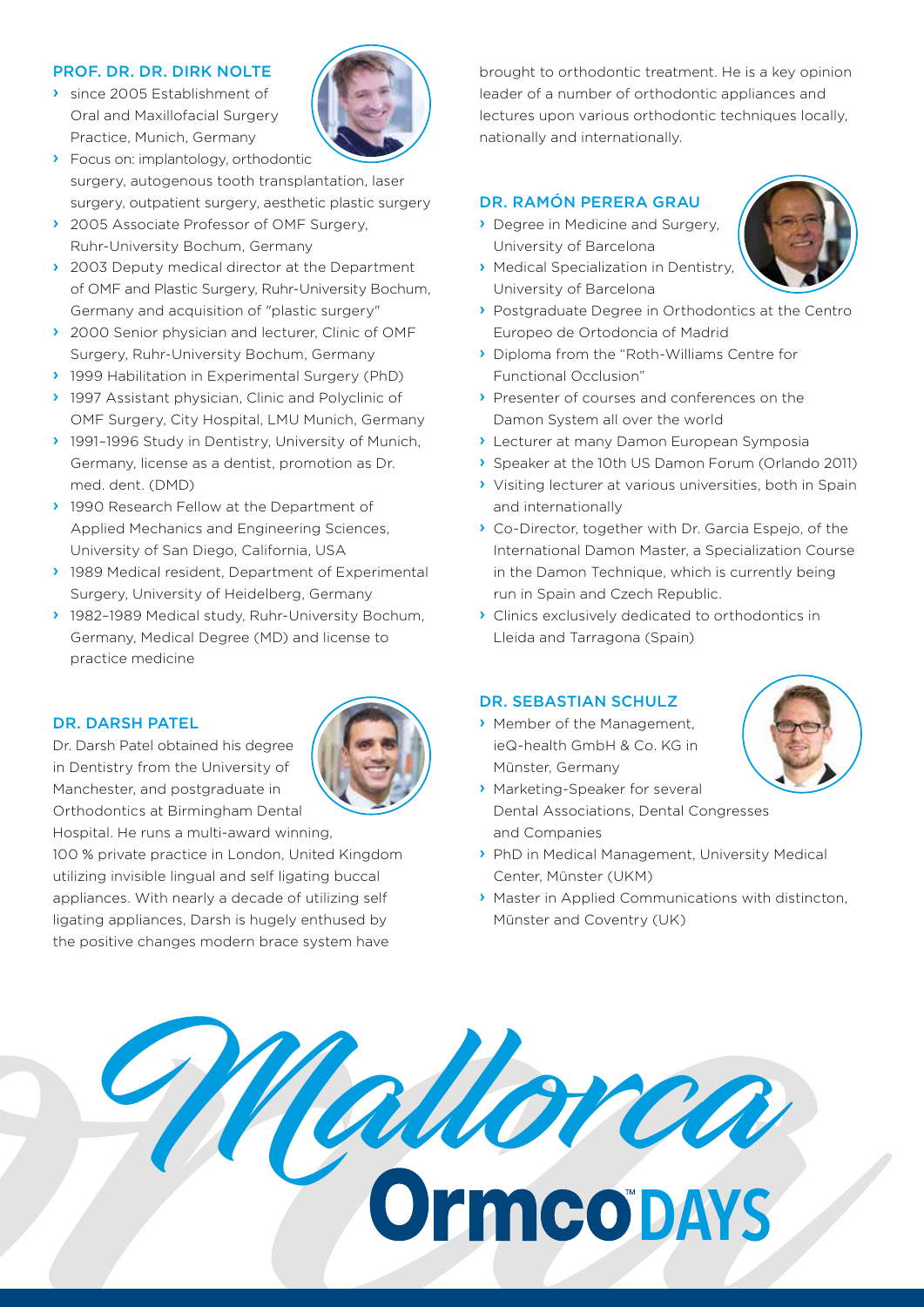### PROF. DR. DR. DIRK NOLTE

- since 2005 Establishment of Oral and Maxillofacial Surgery Practice, Munich, Germany
- Focus on: implantology, orthodontic surgery, autogenous tooth transplantation, laser surgery, outpatient surgery, aesthetic plastic surgery
- 2005 Associate Professor of OMF Surgery, Ruhr-University Bochum, Germany
- 2003 Deputy medical director at the Department of OMF and Plastic Surgery, Ruhr-University Bochum, Germany and acquisition of "plastic surgery"
- 2000 Senior physician and lecturer, Clinic of OMF Surgery, Ruhr-University Bochum, Germany
- 1999 Habilitation in Experimental Surgery (PhD)
- 1997 Assistant physician, Clinic and Polyclinic of OMF Surgery, City Hospital, LMU Munich, Germany
- 1991–1996 Study in Dentistry, University of Munich, Germany, license as a dentist, promotion as Dr. med. dent. (DMD)
- 1990 Research Fellow at the Department of Applied Mechanics and Engineering Sciences, University of San Diego, California, USA
- 1989 Medical resident, Department of Experimental Surgery, University of Heidelberg, Germany
- 1982–1989 Medical study, Ruhr-University Bochum, Germany, Medical Degree (MD) and license to practice medicine

### DR. DARSH PATEL

Dr. Darsh Patel obtained his degree in Dentistry from the University of Manchester, and postgraduate in Orthodontics at Birmingham Dental Hospital. He runs a multi-award winning, 100 % private practice in London, United Kingdom utilizing invisible lingual and self ligating buccal appliances. With nearly a decade of utilizing self ligating appliances, Darsh is hugely enthused by the positive changes modern brace system have brought to orthodontic treatment. He is a key opinion leader of a number of orthodontic appliances and lectures upon various orthodontic techniques locally, nationally and internationally.

### DR. RAMÓN PERERA GRAU

- Degree in Medicine and Surgery, University of Barcelona
- Medical Specialization in Dentistry, University of Barcelona
- Postgraduate Degree in Orthodontics at the Centro Europeo de Ortodoncia of Madrid
- Diploma from the "Roth-Williams Centre for Functional Occlusion"
- Presenter of courses and conferences on the Damon System all over the world
- Lecturer at many Damon European Symposia
- Speaker at the 10th US Damon Forum (Orlando 2011)
- Visiting lecturer at various universities, both in Spain and internationally
- Co-Director, together with Dr. Garcia Espejo, of the International Damon Master, a Specialization Course in the Damon Technique, which is currently being run in Spain and Czech Republic.
- Clinics exclusively dedicated to orthodontics in Lleida and Tarragona (Spain)

### DR. SEBASTIAN SCHULZ

- Member of the Management, ieQ-health GmbH & Co. KG in Münster, Germany
- Marketing-Speaker for several Dental Associations, Dental Congresses and Companies
- PhD in Medical Management, University Medical Center, Münster (UKM)
- Master in Applied Communications with distincton, Münster and Coventry (UK)

Mallorca
Ormco™ DAYS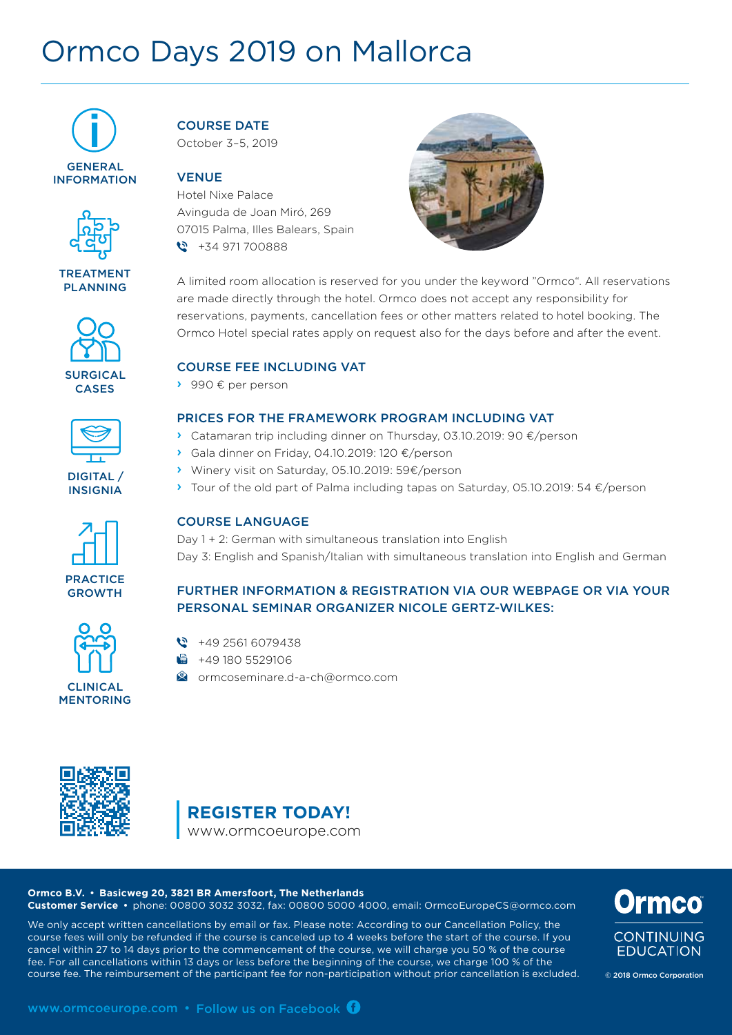# Ormco Days 2019 on Mallorca

GENERAL INFORMATION

TREATMENT PLANNING

SURGICAL CASES

DIGITAL / INSIGNIA

PRACTICE GROWTH

CLINICAL MENTORING

## COURSE DATE

October 3–5, 2019

## VENUE

Hotel Nixe Palace
Avinguda de Joan Miró, 269
07015 Palma, Illes Balears, Spain
+34 971 700888

A limited room allocation is reserved for you under the keyword "Ormco". All reservations are made directly through the hotel. Ormco does not accept any responsibility for reservations, payments, cancellation fees or other matters related to hotel booking. The Ormco Hotel special rates apply on request also for the days before and after the event.

## COURSE FEE INCLUDING VAT

- 990 € per person

## PRICES FOR THE FRAMEWORK PROGRAM INCLUDING VAT

- Catamaran trip including dinner on Thursday, 03.10.2019: 90 €/person
- Gala dinner on Friday, 04.10.2019: 120 €/person
- Winery visit on Saturday, 05.10.2019: 59€/person
- Tour of the old part of Palma including tapas on Saturday, 05.10.2019: 54 €/person

## COURSE LANGUAGE

Day 1 + 2: German with simultaneous translation into English
Day 3: English and Spanish/Italian with simultaneous translation into English and German

## FURTHER INFORMATION & REGISTRATION VIA OUR WEBPAGE OR VIA YOUR PERSONAL SEMINAR ORGANIZER NICOLE GERTZ-WILKES:

+49 2561 6079438
+49 180 5529106
ormcoseminare.d-a-ch@ormco.com

**REGISTER TODAY!**
www.ormcoeurope.com

**Ormco B.V. • Basicweg 20, 3821 BR Amersfoort, The Netherlands**
**Customer Service** • phone: 00800 3032 3032, fax: 00800 5000 4000, email: OrmcoEuropeCS@ormco.com

We only accept written cancellations by email or fax. Please note: According to our Cancellation Policy, the course fees will only be refunded if the course is canceled up to 4 weeks before the start of the course. If you cancel within 27 to 14 days prior to the commencement of the course, we will charge you 50 % of the course fee. For all cancellations within 13 days or less before the beginning of the course, we charge 100 % of the course fee. The reimbursement of the participant fee for non-participation without prior cancellation is excluded.

Ormco CONTINUING EDUCATION

© 2018 Ormco Corporation

www.ormcoeurope.com • Follow us on Facebook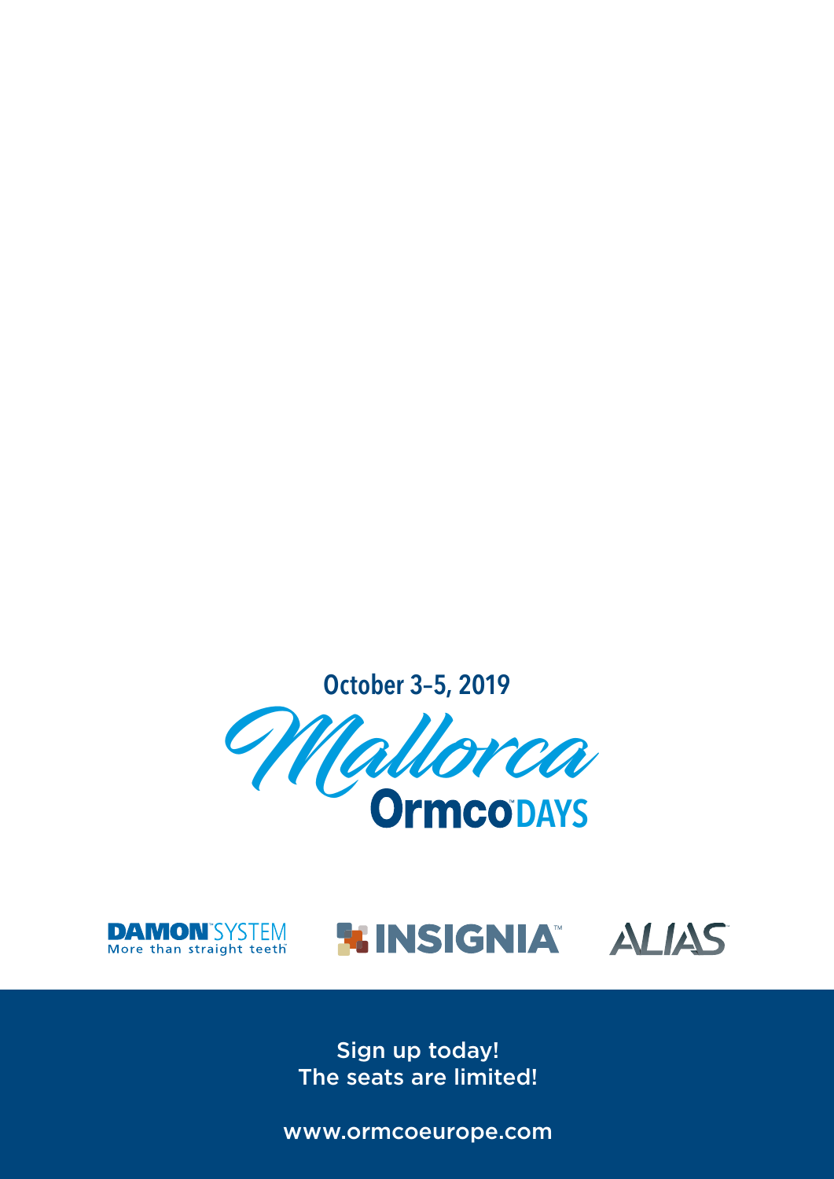October 3–5, 2019

# Mallorca

## Ormco DAYS

DAMON SYSTEM
More than straight teeth

INSIGNIA

ALIAS

Sign up today!
The seats are limited!

www.ormcoeurope.com